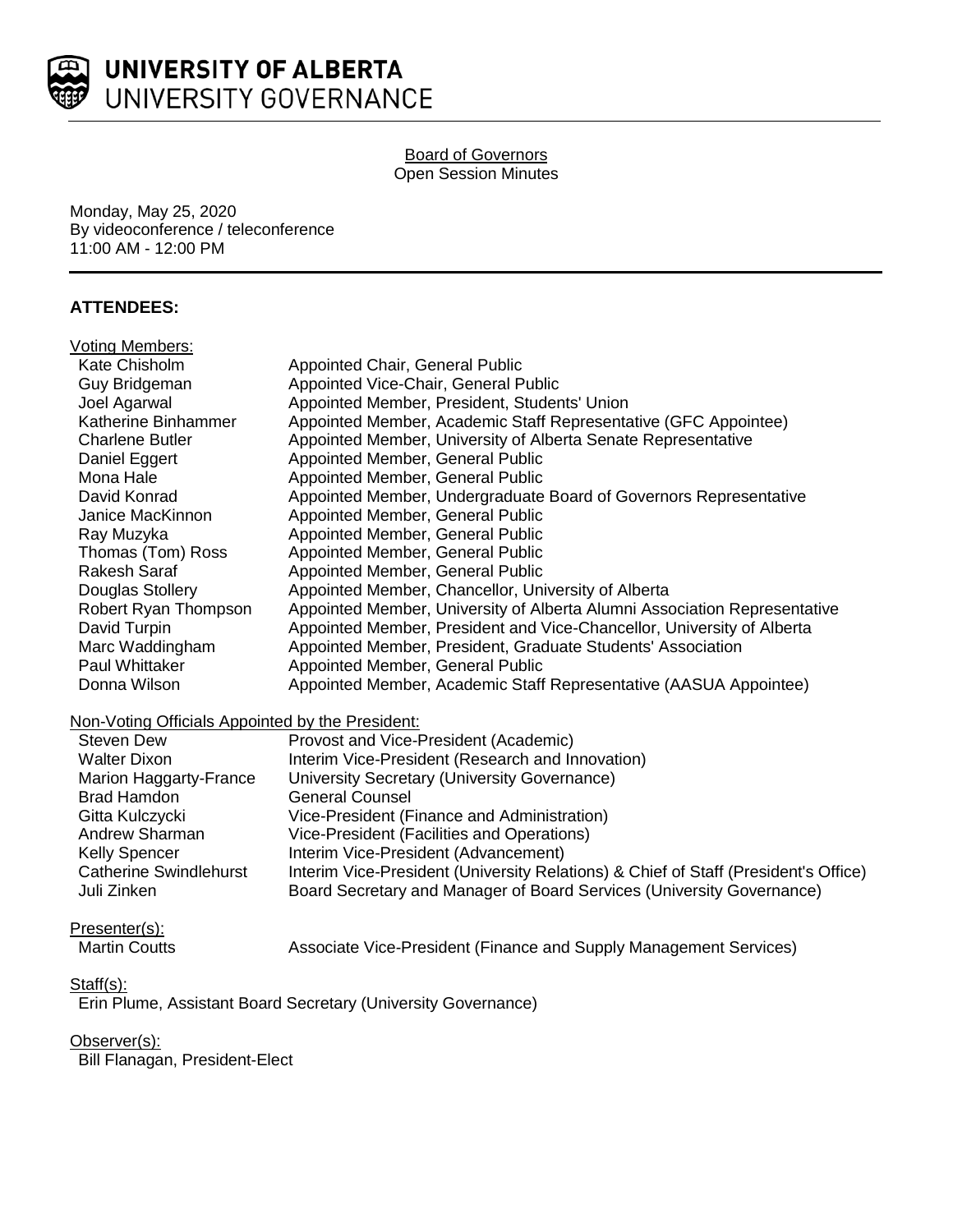**UNIVERSITY OF ALBERTA**
UNIVERSITY GOVERNANCE

Board of Governors
Open Session Minutes

Monday, May 25, 2020
By videoconference / teleconference
11:00 AM - 12:00 PM

## ATTENDEES:

Voting Members:

| | |
|---|---|
| Kate Chisholm | Appointed Chair, General Public |
| Guy Bridgeman | Appointed Vice-Chair, General Public |
| Joel Agarwal | Appointed Member, President, Students' Union |
| Katherine Binhammer | Appointed Member, Academic Staff Representative (GFC Appointee) |
| Charlene Butler | Appointed Member, University of Alberta Senate Representative |
| Daniel Eggert | Appointed Member, General Public |
| Mona Hale | Appointed Member, General Public |
| David Konrad | Appointed Member, Undergraduate Board of Governors Representative |
| Janice MacKinnon | Appointed Member, General Public |
| Ray Muzyka | Appointed Member, General Public |
| Thomas (Tom) Ross | Appointed Member, General Public |
| Rakesh Saraf | Appointed Member, General Public |
| Douglas Stollery | Appointed Member, Chancellor, University of Alberta |
| Robert Ryan Thompson | Appointed Member, University of Alberta Alumni Association Representative |
| David Turpin | Appointed Member, President and Vice-Chancellor, University of Alberta |
| Marc Waddingham | Appointed Member, President, Graduate Students' Association |
| Paul Whittaker | Appointed Member, General Public |
| Donna Wilson | Appointed Member, Academic Staff Representative (AASUA Appointee) |

Non-Voting Officials Appointed by the President:

| | |
|---|---|
| Steven Dew | Provost and Vice-President (Academic) |
| Walter Dixon | Interim Vice-President (Research and Innovation) |
| Marion Haggarty-France | University Secretary (University Governance) |
| Brad Hamdon | General Counsel |
| Gitta Kulczycki | Vice-President (Finance and Administration) |
| Andrew Sharman | Vice-President (Facilities and Operations) |
| Kelly Spencer | Interim Vice-President (Advancement) |
| Catherine Swindlehurst | Interim Vice-President (University Relations) & Chief of Staff (President's Office) |
| Juli Zinken | Board Secretary and Manager of Board Services (University Governance) |

Presenter(s):

| | |
|---|---|
| Martin Coutts | Associate Vice-President (Finance and Supply Management Services) |

Staff(s):

Erin Plume, Assistant Board Secretary (University Governance)

Observer(s):

Bill Flanagan, President-Elect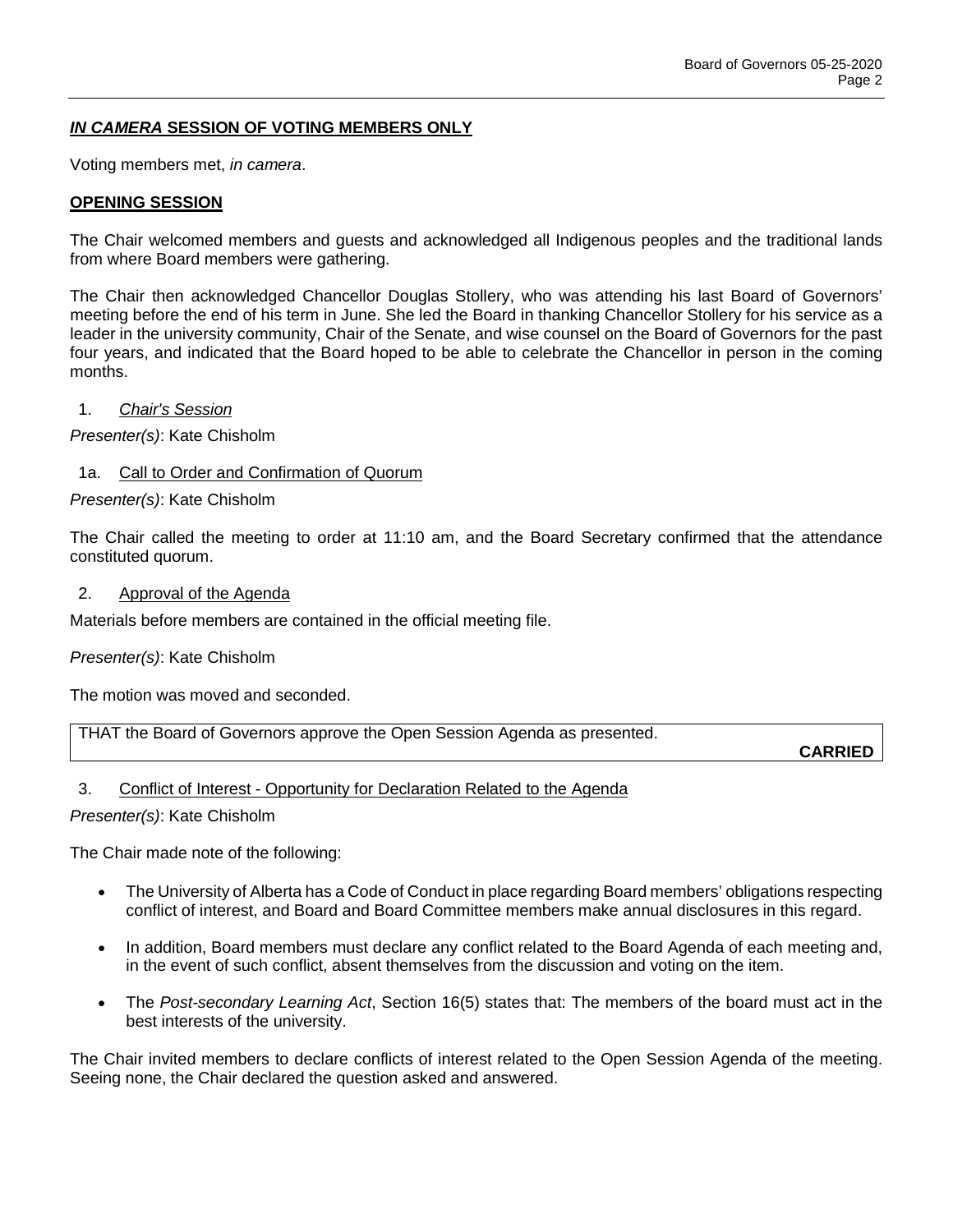## ***IN CAMERA*** **SESSION OF VOTING MEMBERS ONLY**

Voting members met, *in camera*.

## **OPENING SESSION**

The Chair welcomed members and guests and acknowledged all Indigenous peoples and the traditional lands from where Board members were gathering.

The Chair then acknowledged Chancellor Douglas Stollery, who was attending his last Board of Governors' meeting before the end of his term in June. She led the Board in thanking Chancellor Stollery for his service as a leader in the university community, Chair of the Senate, and wise counsel on the Board of Governors for the past four years, and indicated that the Board hoped to be able to celebrate the Chancellor in person in the coming months.

1. *Chair's Session*

*Presenter(s)*: Kate Chisholm

1a. Call to Order and Confirmation of Quorum

*Presenter(s)*: Kate Chisholm

The Chair called the meeting to order at 11:10 am, and the Board Secretary confirmed that the attendance constituted quorum.

2. Approval of the Agenda

Materials before members are contained in the official meeting file.

*Presenter(s)*: Kate Chisholm

The motion was moved and seconded.

| THAT the Board of Governors approve the Open Session Agenda as presented. **CARRIED** |
|---|

3. Conflict of Interest - Opportunity for Declaration Related to the Agenda

*Presenter(s)*: Kate Chisholm

The Chair made note of the following:

- The University of Alberta has a Code of Conduct in place regarding Board members' obligations respecting conflict of interest, and Board and Board Committee members make annual disclosures in this regard.
- In addition, Board members must declare any conflict related to the Board Agenda of each meeting and, in the event of such conflict, absent themselves from the discussion and voting on the item.
- The *Post-secondary Learning Act*, Section 16(5) states that: The members of the board must act in the best interests of the university.

The Chair invited members to declare conflicts of interest related to the Open Session Agenda of the meeting. Seeing none, the Chair declared the question asked and answered.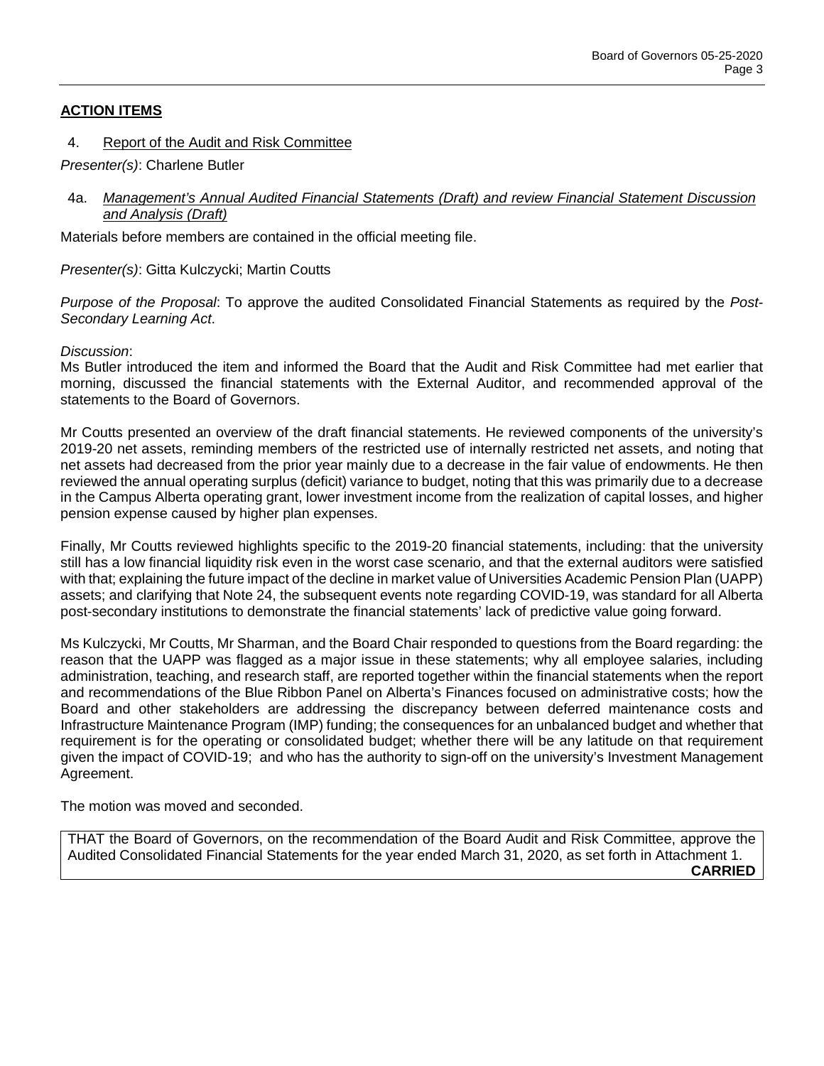## **ACTION ITEMS**

4. Report of the Audit and Risk Committee

*Presenter(s)*: Charlene Butler

4a. *Management's Annual Audited Financial Statements (Draft) and review Financial Statement Discussion and Analysis (Draft)*

Materials before members are contained in the official meeting file.

*Presenter(s)*: Gitta Kulczycki; Martin Coutts

*Purpose of the Proposal*: To approve the audited Consolidated Financial Statements as required by the *Post-Secondary Learning Act*.

*Discussion*:

Ms Butler introduced the item and informed the Board that the Audit and Risk Committee had met earlier that morning, discussed the financial statements with the External Auditor, and recommended approval of the statements to the Board of Governors.

Mr Coutts presented an overview of the draft financial statements. He reviewed components of the university's 2019-20 net assets, reminding members of the restricted use of internally restricted net assets, and noting that net assets had decreased from the prior year mainly due to a decrease in the fair value of endowments. He then reviewed the annual operating surplus (deficit) variance to budget, noting that this was primarily due to a decrease in the Campus Alberta operating grant, lower investment income from the realization of capital losses, and higher pension expense caused by higher plan expenses.

Finally, Mr Coutts reviewed highlights specific to the 2019-20 financial statements, including: that the university still has a low financial liquidity risk even in the worst case scenario, and that the external auditors were satisfied with that; explaining the future impact of the decline in market value of Universities Academic Pension Plan (UAPP) assets; and clarifying that Note 24, the subsequent events note regarding COVID-19, was standard for all Alberta post-secondary institutions to demonstrate the financial statements' lack of predictive value going forward.

Ms Kulczycki, Mr Coutts, Mr Sharman, and the Board Chair responded to questions from the Board regarding: the reason that the UAPP was flagged as a major issue in these statements; why all employee salaries, including administration, teaching, and research staff, are reported together within the financial statements when the report and recommendations of the Blue Ribbon Panel on Alberta's Finances focused on administrative costs; how the Board and other stakeholders are addressing the discrepancy between deferred maintenance costs and Infrastructure Maintenance Program (IMP) funding; the consequences for an unbalanced budget and whether that requirement is for the operating or consolidated budget; whether there will be any latitude on that requirement given the impact of COVID-19; and who has the authority to sign-off on the university's Investment Management Agreement.

The motion was moved and seconded.

THAT the Board of Governors, on the recommendation of the Board Audit and Risk Committee, approve the Audited Consolidated Financial Statements for the year ended March 31, 2020, as set forth in Attachment 1.

**CARRIED**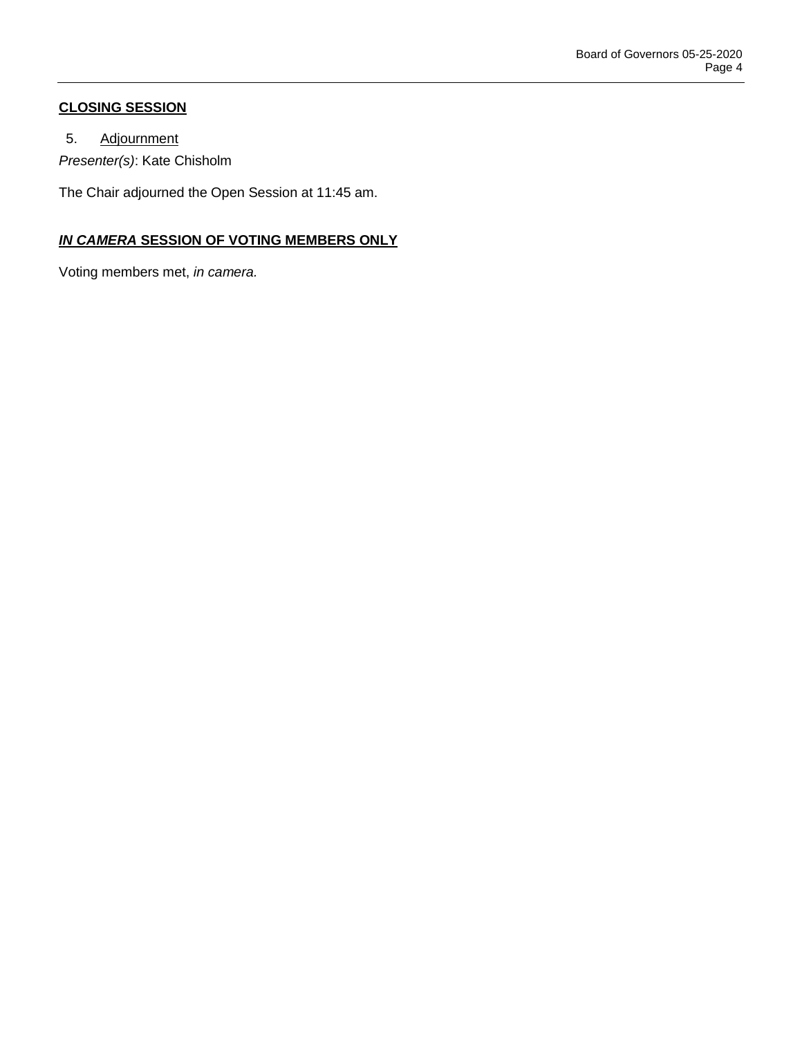**CLOSING SESSION**

5. Adjournment

*Presenter(s)*: Kate Chisholm

The Chair adjourned the Open Session at 11:45 am.

***IN CAMERA* SESSION OF VOTING MEMBERS ONLY**

Voting members met, *in camera.*